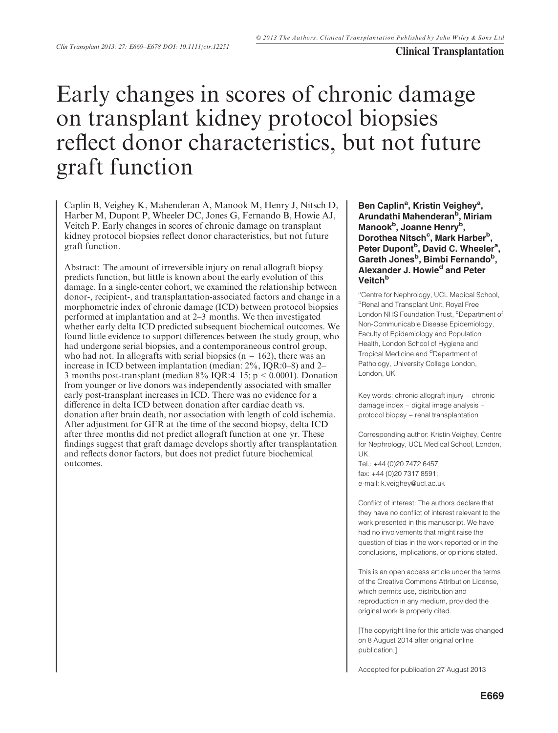# Early changes in scores of chronic damage on transplant kidney protocol biopsies reflect donor characteristics, but not future graft function

Caplin B, Veighey K, Mahenderan A, Manook M, Henry J, Nitsch D, Harber M, Dupont P, Wheeler DC, Jones G, Fernando B, Howie AJ, Veitch P. Early changes in scores of chronic damage on transplant kidney protocol biopsies reflect donor characteristics, but not future graft function.

Abstract: The amount of irreversible injury on renal allograft biopsy predicts function, but little is known about the early evolution of this damage. In a single-center cohort, we examined the relationship between donor-, recipient-, and transplantation-associated factors and change in a morphometric index of chronic damage (ICD) between protocol biopsies performed at implantation and at 2–3 months. We then investigated whether early delta ICD predicted subsequent biochemical outcomes. We found little evidence to support differences between the study group, who had undergone serial biopsies, and a contemporaneous control group, who had not. In allografts with serial biopsies ($n = 162$), there was an increase in ICD between implantation (median: 2%, IQR:0–8) and 2–3 months post-transplant (median 8% IQR:4–15; $p < 0.0001$). Donation from younger or live donors was independently associated with smaller early post-transplant increases in ICD. There was no evidence for a difference in delta ICD between donation after cardiac death vs. donation after brain death, nor association with length of cold ischemia. After adjustment for GFR at the time of the second biopsy, delta ICD after three months did not predict allograft function at one yr. These findings suggest that graft damage develops shortly after transplantation and reflects donor factors, but does not predict future biochemical outcomes.

**Ben Caplin[a], Kristin Veighey[a], Arundathi Mahenderan[b], Miriam Manook[b], Joanne Henry[b], Dorothea Nitsch[c], Mark Harber[b], Peter Dupont[b], David C. Wheeler[a], Gareth Jones[b], Bimbi Fernando[b], Alexander J. Howie[d] and Peter Veitch[b]**

[a]Centre for Nephrology, UCL Medical School, [b]Renal and Transplant Unit, Royal Free London NHS Foundation Trust, [c]Department of Non-Communicable Disease Epidemiology, Faculty of Epidemiology and Population Health, London School of Hygiene and Tropical Medicine and [d]Department of Pathology, University College London, London, UK

Key words: chronic allograft injury – chronic damage index – digital image analysis – protocol biopsy – renal transplantation

Corresponding author: Kristin Veighey, Centre for Nephrology, UCL Medical School, London, UK.
Tel.: +44 (0)20 7472 6457;
fax: +44 (0)20 7317 8591;
e-mail: k.veighey@ucl.ac.uk

Conflict of interest: The authors declare that they have no conflict of interest relevant to the work presented in this manuscript. We have had no involvements that might raise the question of bias in the work reported or in the conclusions, implications, or opinions stated.

This is an open access article under the terms of the Creative Commons Attribution License, which permits use, distribution and reproduction in any medium, provided the original work is properly cited.

[The copyright line for this article was changed on 8 August 2014 after original online publication.]

Accepted for publication 27 August 2013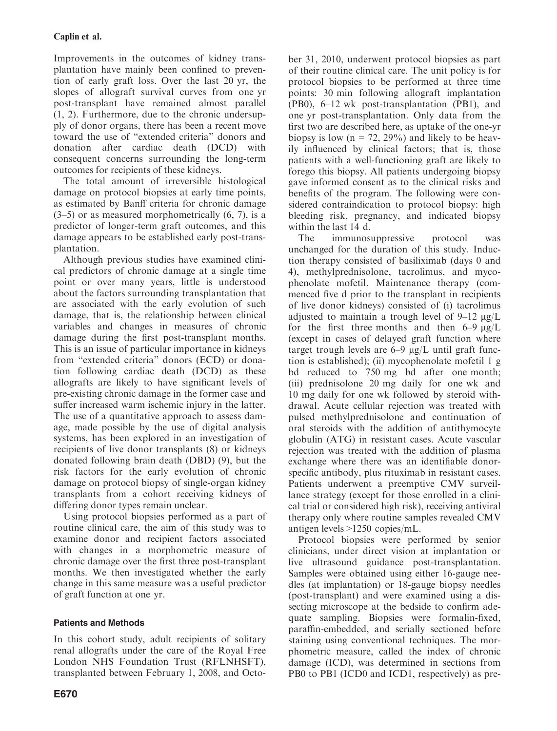Improvements in the outcomes of kidney transplantation have mainly been confined to prevention of early graft loss. Over the last 20 yr, the slopes of allograft survival curves from one yr post-transplant have remained almost parallel (1, 2). Furthermore, due to the chronic undersupply of donor organs, there has been a recent move toward the use of "extended criteria" donors and donation after cardiac death (DCD) with consequent concerns surrounding the long-term outcomes for recipients of these kidneys.

The total amount of irreversible histological damage on protocol biopsies at early time points, as estimated by Banff criteria for chronic damage (3–5) or as measured morphometrically (6, 7), is a predictor of longer-term graft outcomes, and this damage appears to be established early post-transplantation.

Although previous studies have examined clinical predictors of chronic damage at a single time point or over many years, little is understood about the factors surrounding transplantation that are associated with the early evolution of such damage, that is, the relationship between clinical variables and changes in measures of chronic damage during the first post-transplant months. This is an issue of particular importance in kidneys from "extended criteria" donors (ECD) or donation following cardiac death (DCD) as these allografts are likely to have significant levels of pre-existing chronic damage in the former case and suffer increased warm ischemic injury in the latter. The use of a quantitative approach to assess damage, made possible by the use of digital analysis systems, has been explored in an investigation of recipients of live donor transplants (8) or kidneys donated following brain death (DBD) (9), but the risk factors for the early evolution of chronic damage on protocol biopsy of single-organ kidney transplants from a cohort receiving kidneys of differing donor types remain unclear.

Using protocol biopsies performed as a part of routine clinical care, the aim of this study was to examine donor and recipient factors associated with changes in a morphometric measure of chronic damage over the first three post-transplant months. We then investigated whether the early change in this same measure was a useful predictor of graft function at one yr.

## Patients and Methods

In this cohort study, adult recipients of solitary renal allografts under the care of the Royal Free London NHS Foundation Trust (RFLNHSFT), transplanted between February 1, 2008, and October 31, 2010, underwent protocol biopsies as part of their routine clinical care. The unit policy is for protocol biopsies to be performed at three time points: 30 min following allograft implantation (PB0), 6–12 wk post-transplantation (PB1), and one yr post-transplantation. Only data from the first two are described here, as uptake of the one-yr biopsy is low ($n = 72$, 29%) and likely to be heavily influenced by clinical factors; that is, those patients with a well-functioning graft are likely to forego this biopsy. All patients undergoing biopsy gave informed consent as to the clinical risks and benefits of the program. The following were considered contraindication to protocol biopsy: high bleeding risk, pregnancy, and indicated biopsy within the last 14 d.

The immunosuppressive protocol was unchanged for the duration of this study. Induction therapy consisted of basiliximab (days 0 and 4), methylprednisolone, tacrolimus, and mycophenolate mofetil. Maintenance therapy (commenced five d prior to the transplant in recipients of live donor kidneys) consisted of (i) tacrolimus adjusted to maintain a trough level of 9–12 μg/L for the first three months and then 6–9 μg/L (except in cases of delayed graft function where target trough levels are 6–9 μg/L until graft function is established); (ii) mycophenolate mofetil 1 g bd reduced to 750 mg bd after one month; (iii) prednisolone 20 mg daily for one wk and 10 mg daily for one wk followed by steroid withdrawal. Acute cellular rejection was treated with pulsed methylprednisolone and continuation of oral steroids with the addition of antithymocyte globulin (ATG) in resistant cases. Acute vascular rejection was treated with the addition of plasma exchange where there was an identifiable donor-specific antibody, plus rituximab in resistant cases. Patients underwent a preemptive CMV surveillance strategy (except for those enrolled in a clinical trial or considered high risk), receiving antiviral therapy only where routine samples revealed CMV antigen levels >1250 copies/mL.

Protocol biopsies were performed by senior clinicians, under direct vision at implantation or live ultrasound guidance post-transplantation. Samples were obtained using either 16-gauge needles (at implantation) or 18-gauge biopsy needles (post-transplant) and were examined using a dissecting microscope at the bedside to confirm adequate sampling. Biopsies were formalin-fixed, paraffin-embedded, and serially sectioned before staining using conventional techniques. The morphometric measure, called the index of chronic damage (ICD), was determined in sections from PB0 to PB1 (ICD0 and ICD1, respectively) as pre-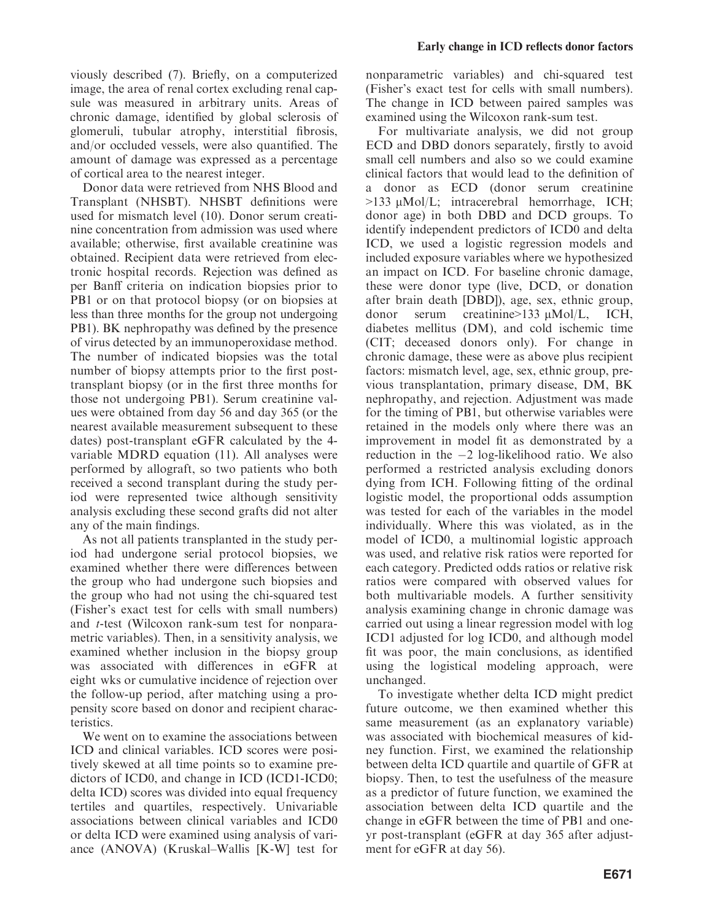viously described (7). Briefly, on a computerized image, the area of renal cortex excluding renal capsule was measured in arbitrary units. Areas of chronic damage, identified by global sclerosis of glomeruli, tubular atrophy, interstitial fibrosis, and/or occluded vessels, were also quantified. The amount of damage was expressed as a percentage of cortical area to the nearest integer.

Donor data were retrieved from NHS Blood and Transplant (NHSBT). NHSBT definitions were used for mismatch level (10). Donor serum creatinine concentration from admission was used where available; otherwise, first available creatinine was obtained. Recipient data were retrieved from electronic hospital records. Rejection was defined as per Banff criteria on indication biopsies prior to PB1 or on that protocol biopsy (or on biopsies at less than three months for the group not undergoing PB1). BK nephropathy was defined by the presence of virus detected by an immunoperoxidase method. The number of indicated biopsies was the total number of biopsy attempts prior to the first post-transplant biopsy (or in the first three months for those not undergoing PB1). Serum creatinine values were obtained from day 56 and day 365 (or the nearest available measurement subsequent to these dates) post-transplant eGFR calculated by the 4-variable MDRD equation (11). All analyses were performed by allograft, so two patients who both received a second transplant during the study period were represented twice although sensitivity analysis excluding these second grafts did not alter any of the main findings.

As not all patients transplanted in the study period had undergone serial protocol biopsies, we examined whether there were differences between the group who had undergone such biopsies and the group who had not using the chi-squared test (Fisher's exact test for cells with small numbers) and *t*-test (Wilcoxon rank-sum test for nonparametric variables). Then, in a sensitivity analysis, we examined whether inclusion in the biopsy group was associated with differences in eGFR at eight wks or cumulative incidence of rejection over the follow-up period, after matching using a propensity score based on donor and recipient characteristics.

We went on to examine the associations between ICD and clinical variables. ICD scores were positively skewed at all time points so to examine predictors of ICD0, and change in ICD (ICD1-ICD0; delta ICD) scores was divided into equal frequency tertiles and quartiles, respectively. Univariable associations between clinical variables and ICD0 or delta ICD were examined using analysis of variance (ANOVA) (Kruskal–Wallis [K-W] test for nonparametric variables) and chi-squared test (Fisher's exact test for cells with small numbers). The change in ICD between paired samples was examined using the Wilcoxon rank-sum test.

For multivariate analysis, we did not group ECD and DBD donors separately, firstly to avoid small cell numbers and also so we could examine clinical factors that would lead to the definition of a donor as ECD (donor serum creatinine >133 μMol/L; intracerebral hemorrhage, ICH; donor age) in both DBD and DCD groups. To identify independent predictors of ICD0 and delta ICD, we used a logistic regression models and included exposure variables where we hypothesized an impact on ICD. For baseline chronic damage, these were donor type (live, DCD, or donation after brain death [DBD]), age, sex, ethnic group, donor serum creatinine>133 μMol/L, ICH, diabetes mellitus (DM), and cold ischemic time (CIT; deceased donors only). For change in chronic damage, these were as above plus recipient factors: mismatch level, age, sex, ethnic group, previous transplantation, primary disease, DM, BK nephropathy, and rejection. Adjustment was made for the timing of PB1, but otherwise variables were retained in the models only where there was an improvement in model fit as demonstrated by a reduction in the −2 log-likelihood ratio. We also performed a restricted analysis excluding donors dying from ICH. Following fitting of the ordinal logistic model, the proportional odds assumption was tested for each of the variables in the model individually. Where this was violated, as in the model of ICD0, a multinomial logistic approach was used, and relative risk ratios were reported for each category. Predicted odds ratios or relative risk ratios were compared with observed values for both multivariable models. A further sensitivity analysis examining change in chronic damage was carried out using a linear regression model with log ICD1 adjusted for log ICD0, and although model fit was poor, the main conclusions, as identified using the logistical modeling approach, were unchanged.

To investigate whether delta ICD might predict future outcome, we then examined whether this same measurement (as an explanatory variable) was associated with biochemical measures of kidney function. First, we examined the relationship between delta ICD quartile and quartile of GFR at biopsy. Then, to test the usefulness of the measure as a predictor of future function, we examined the association between delta ICD quartile and the change in eGFR between the time of PB1 and one-yr post-transplant (eGFR at day 365 after adjustment for eGFR at day 56).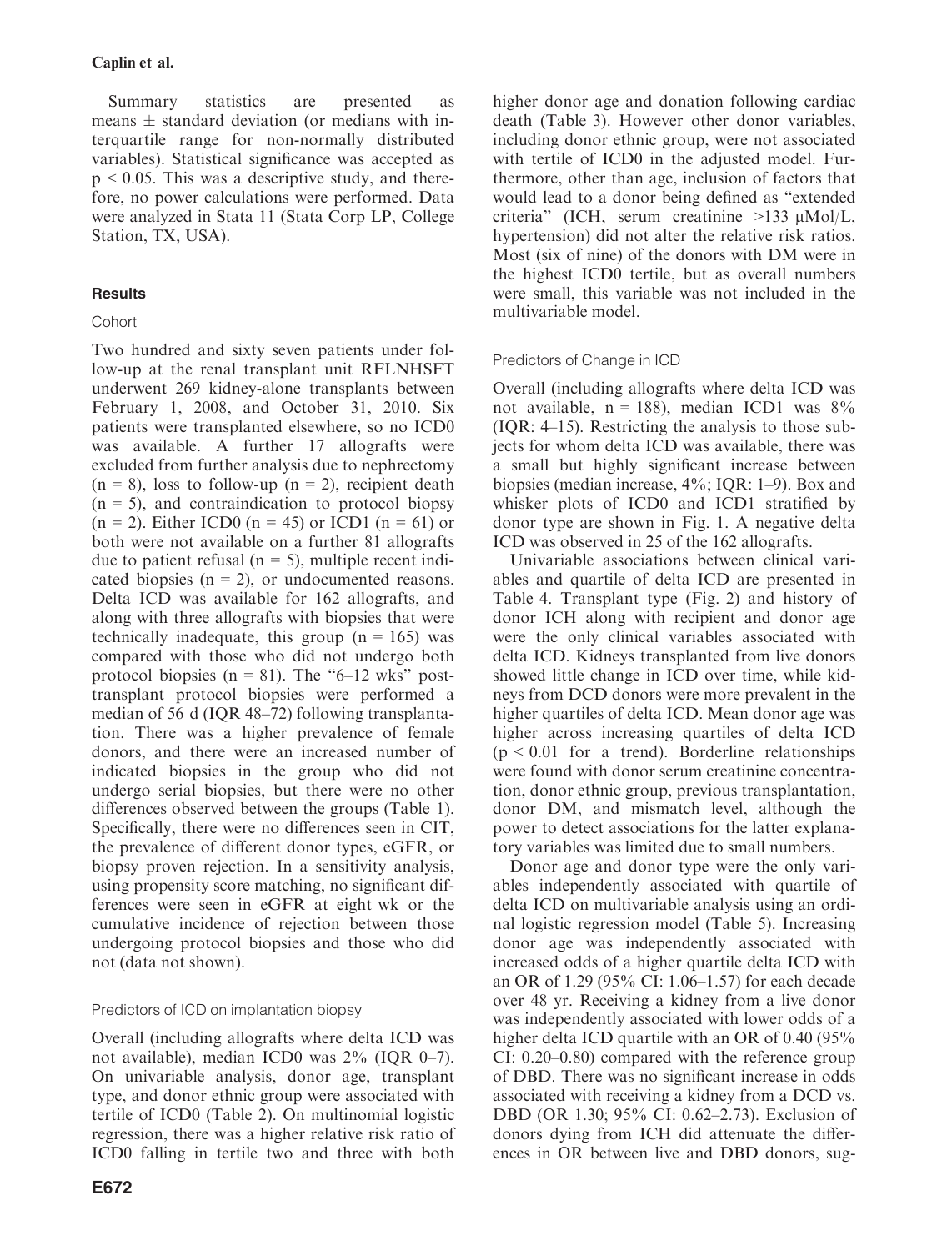Summary statistics are presented as means ± standard deviation (or medians with interquartile range for non-normally distributed variables). Statistical significance was accepted as $p < 0.05$. This was a descriptive study, and therefore, no power calculations were performed. Data were analyzed in Stata 11 (Stata Corp LP, College Station, TX, USA).

## Results

### Cohort

Two hundred and sixty seven patients under follow-up at the renal transplant unit RFLNHSFT underwent 269 kidney-alone transplants between February 1, 2008, and October 31, 2010. Six patients were transplanted elsewhere, so no ICD0 was available. A further 17 allografts were excluded from further analysis due to nephrectomy (n = 8), loss to follow-up (n = 2), recipient death (n = 5), and contraindication to protocol biopsy (n = 2). Either ICD0 (n = 45) or ICD1 (n = 61) or both were not available on a further 81 allografts due to patient refusal (n = 5), multiple recent indicated biopsies (n = 2), or undocumented reasons. Delta ICD was available for 162 allografts, and along with three allografts with biopsies that were technically inadequate, this group (n = 165) was compared with those who did not undergo both protocol biopsies (n = 81). The "6–12 wks" post-transplant protocol biopsies were performed a median of 56 d (IQR 48–72) following transplantation. There was a higher prevalence of female donors, and there were an increased number of indicated biopsies in the group who did not undergo serial biopsies, but there were no other differences observed between the groups (Table 1). Specifically, there were no differences seen in CIT, the prevalence of different donor types, eGFR, or biopsy proven rejection. In a sensitivity analysis, using propensity score matching, no significant differences were seen in eGFR at eight wk or the cumulative incidence of rejection between those undergoing protocol biopsies and those who did not (data not shown).

### Predictors of ICD on implantation biopsy

Overall (including allografts where delta ICD was not available), median ICD0 was 2% (IQR 0–7). On univariable analysis, donor age, transplant type, and donor ethnic group were associated with tertile of ICD0 (Table 2). On multinomial logistic regression, there was a higher relative risk ratio of ICD0 falling in tertile two and three with both higher donor age and donation following cardiac death (Table 3). However other donor variables, including donor ethnic group, were not associated with tertile of ICD0 in the adjusted model. Furthermore, other than age, inclusion of factors that would lead to a donor being defined as "extended criteria" (ICH, serum creatinine >133 μMol/L, hypertension) did not alter the relative risk ratios. Most (six of nine) of the donors with DM were in the highest ICD0 tertile, but as overall numbers were small, this variable was not included in the multivariable model.

### Predictors of Change in ICD

Overall (including allografts where delta ICD was not available, n = 188), median ICD1 was 8% (IQR: 4–15). Restricting the analysis to those subjects for whom delta ICD was available, there was a small but highly significant increase between biopsies (median increase, 4%; IQR: 1–9). Box and whisker plots of ICD0 and ICD1 stratified by donor type are shown in Fig. 1. A negative delta ICD was observed in 25 of the 162 allografts.

Univariable associations between clinical variables and quartile of delta ICD are presented in Table 4. Transplant type (Fig. 2) and history of donor ICH along with recipient and donor age were the only clinical variables associated with delta ICD. Kidneys transplanted from live donors showed little change in ICD over time, while kidneys from DCD donors were more prevalent in the higher quartiles of delta ICD. Mean donor age was higher across increasing quartiles of delta ICD ($p < 0.01$ for a trend). Borderline relationships were found with donor serum creatinine concentration, donor ethnic group, previous transplantation, donor DM, and mismatch level, although the power to detect associations for the latter explanatory variables was limited due to small numbers.

Donor age and donor type were the only variables independently associated with quartile of delta ICD on multivariable analysis using an ordinal logistic regression model (Table 5). Increasing donor age was independently associated with increased odds of a higher quartile delta ICD with an OR of 1.29 (95% CI: 1.06–1.57) for each decade over 48 yr. Receiving a kidney from a live donor was independently associated with lower odds of a higher delta ICD quartile with an OR of 0.40 (95% CI: 0.20–0.80) compared with the reference group of DBD. There was no significant increase in odds associated with receiving a kidney from a DCD vs. DBD (OR 1.30; 95% CI: 0.62–2.73). Exclusion of donors dying from ICH did attenuate the differences in OR between live and DBD donors, sug-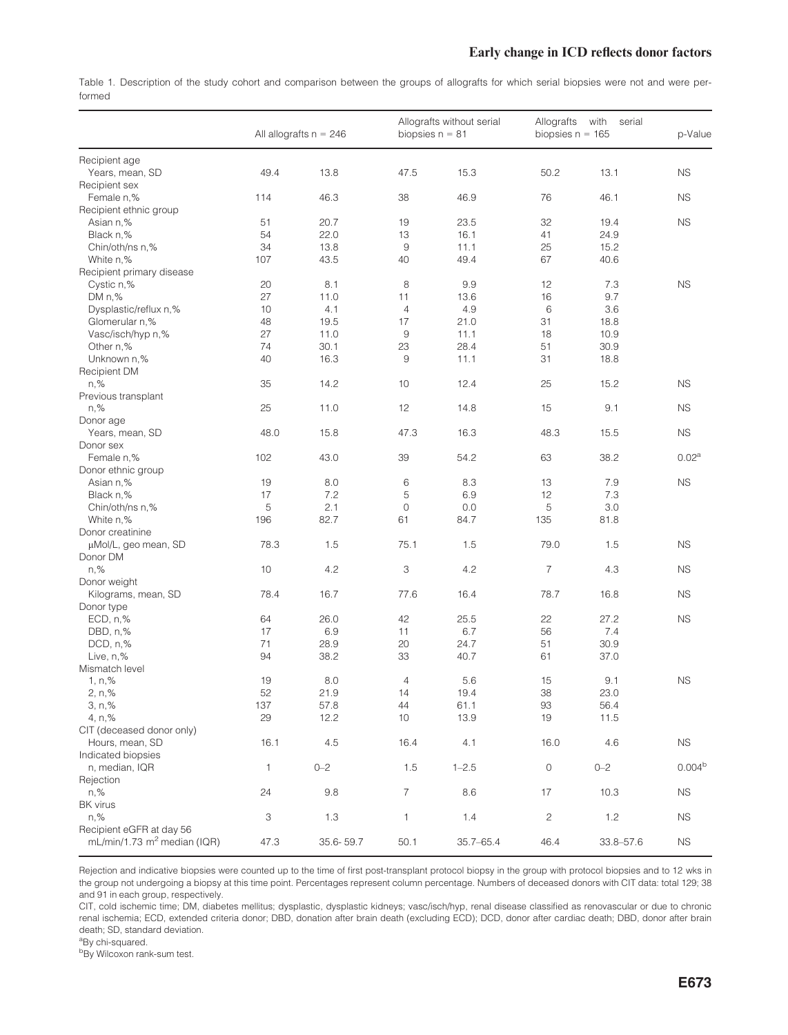Table 1. Description of the study cohort and comparison between the groups of allografts for which serial biopsies were not and were performed

| | All allografts n = 246 | | Allografts without serial biopsies n = 81 | | Allografts with serial biopsies n = 165 | | p-Value |
|---|---|---|---|---|---|---|---|
| Recipient age | | | | | | | |
| Years, mean, SD | 49.4 | 13.8 | 47.5 | 15.3 | 50.2 | 13.1 | NS |
| Recipient sex | | | | | | | |
| Female n,% | 114 | 46.3 | 38 | 46.9 | 76 | 46.1 | NS |
| Recipient ethnic group | | | | | | | |
| Asian n,% | 51 | 20.7 | 19 | 23.5 | 32 | 19.4 | NS |
| Black n,% | 54 | 22.0 | 13 | 16.1 | 41 | 24.9 | |
| Chin/oth/ns n,% | 34 | 13.8 | 9 | 11.1 | 25 | 15.2 | |
| White n,% | 107 | 43.5 | 40 | 49.4 | 67 | 40.6 | |
| Recipient primary disease | | | | | | | |
| Cystic n,% | 20 | 8.1 | 8 | 9.9 | 12 | 7.3 | NS |
| DM n,% | 27 | 11.0 | 11 | 13.6 | 16 | 9.7 | |
| Dysplastic/reflux n,% | 10 | 4.1 | 4 | 4.9 | 6 | 3.6 | |
| Glomerular n,% | 48 | 19.5 | 17 | 21.0 | 31 | 18.8 | |
| Vasc/isch/hyp n,% | 27 | 11.0 | 9 | 11.1 | 18 | 10.9 | |
| Other n,% | 74 | 30.1 | 23 | 28.4 | 51 | 30.9 | |
| Unknown n,% | 40 | 16.3 | 9 | 11.1 | 31 | 18.8 | |
| Recipient DM | | | | | | | |
| n,% | 35 | 14.2 | 10 | 12.4 | 25 | 15.2 | NS |
| Previous transplant | | | | | | | |
| n,% | 25 | 11.0 | 12 | 14.8 | 15 | 9.1 | NS |
| Donor age | | | | | | | |
| Years, mean, SD | 48.0 | 15.8 | 47.3 | 16.3 | 48.3 | 15.5 | NS |
| Donor sex | | | | | | | |
| Female n,% | 102 | 43.0 | 39 | 54.2 | 63 | 38.2 | 0.02[a] |
| Donor ethnic group | | | | | | | |
| Asian n,% | 19 | 8.0 | 6 | 8.3 | 13 | 7.9 | NS |
| Black n,% | 17 | 7.2 | 5 | 6.9 | 12 | 7.3 | |
| Chin/oth/ns n,% | 5 | 2.1 | 0 | 0.0 | 5 | 3.0 | |
| White n,% | 196 | 82.7 | 61 | 84.7 | 135 | 81.8 | |
| Donor creatinine | | | | | | | |
| μMol/L, geo mean, SD | 78.3 | 1.5 | 75.1 | 1.5 | 79.0 | 1.5 | NS |
| Donor DM | | | | | | | |
| n,% | 10 | 4.2 | 3 | 4.2 | 7 | 4.3 | NS |
| Donor weight | | | | | | | |
| Kilograms, mean, SD | 78.4 | 16.7 | 77.6 | 16.4 | 78.7 | 16.8 | NS |
| Donor type | | | | | | | |
| ECD, n,% | 64 | 26.0 | 42 | 25.5 | 22 | 27.2 | NS |
| DBD, n,% | 17 | 6.9 | 11 | 6.7 | 56 | 7.4 | |
| DCD, n,% | 71 | 28.9 | 20 | 24.7 | 51 | 30.9 | |
| Live, n,% | 94 | 38.2 | 33 | 40.7 | 61 | 37.0 | |
| Mismatch level | | | | | | | |
| 1, n,% | 19 | 8.0 | 4 | 5.6 | 15 | 9.1 | NS |
| 2, n,% | 52 | 21.9 | 14 | 19.4 | 38 | 23.0 | |
| 3, n,% | 137 | 57.8 | 44 | 61.1 | 93 | 56.4 | |
| 4, n,% | 29 | 12.2 | 10 | 13.9 | 19 | 11.5 | |
| CIT (deceased donor only) | | | | | | | |
| Hours, mean, SD | 16.1 | 4.5 | 16.4 | 4.1 | 16.0 | 4.6 | NS |
| Indicated biopsies | | | | | | | |
| n, median, IQR | 1 | 0–2 | 1.5 | 1–2.5 | 0 | 0–2 | 0.004[b] |
| Rejection | | | | | | | |
| n,% | 24 | 9.8 | 7 | 8.6 | 17 | 10.3 | NS |
| BK virus | | | | | | | |
| n,% | 3 | 1.3 | 1 | 1.4 | 2 | 1.2 | NS |
| Recipient eGFR at day 56 | | | | | | | |
| mL/min/1.73 $m^2$ median (IQR) | 47.3 | 35.6- 59.7 | 50.1 | 35.7–65.4 | 46.4 | 33.8–57.6 | NS |

Rejection and indicative biopsies were counted up to the time of first post-transplant protocol biopsy in the group with protocol biopsies and to 12 wks in the group not undergoing a biopsy at this time point. Percentages represent column percentage. Numbers of deceased donors with CIT data: total 129; 38 and 91 in each group, respectively.

CIT, cold ischemic time; DM, diabetes mellitus; dysplastic, dysplastic kidneys; vasc/isch/hyp, renal disease classified as renovascular or due to chronic renal ischemia; ECD, extended criteria donor; DBD, donation after brain death (excluding ECD); DCD, donor after cardiac death; DBD, donor after brain death; SD, standard deviation.

[a]By chi-squared.

[b]By Wilcoxon rank-sum test.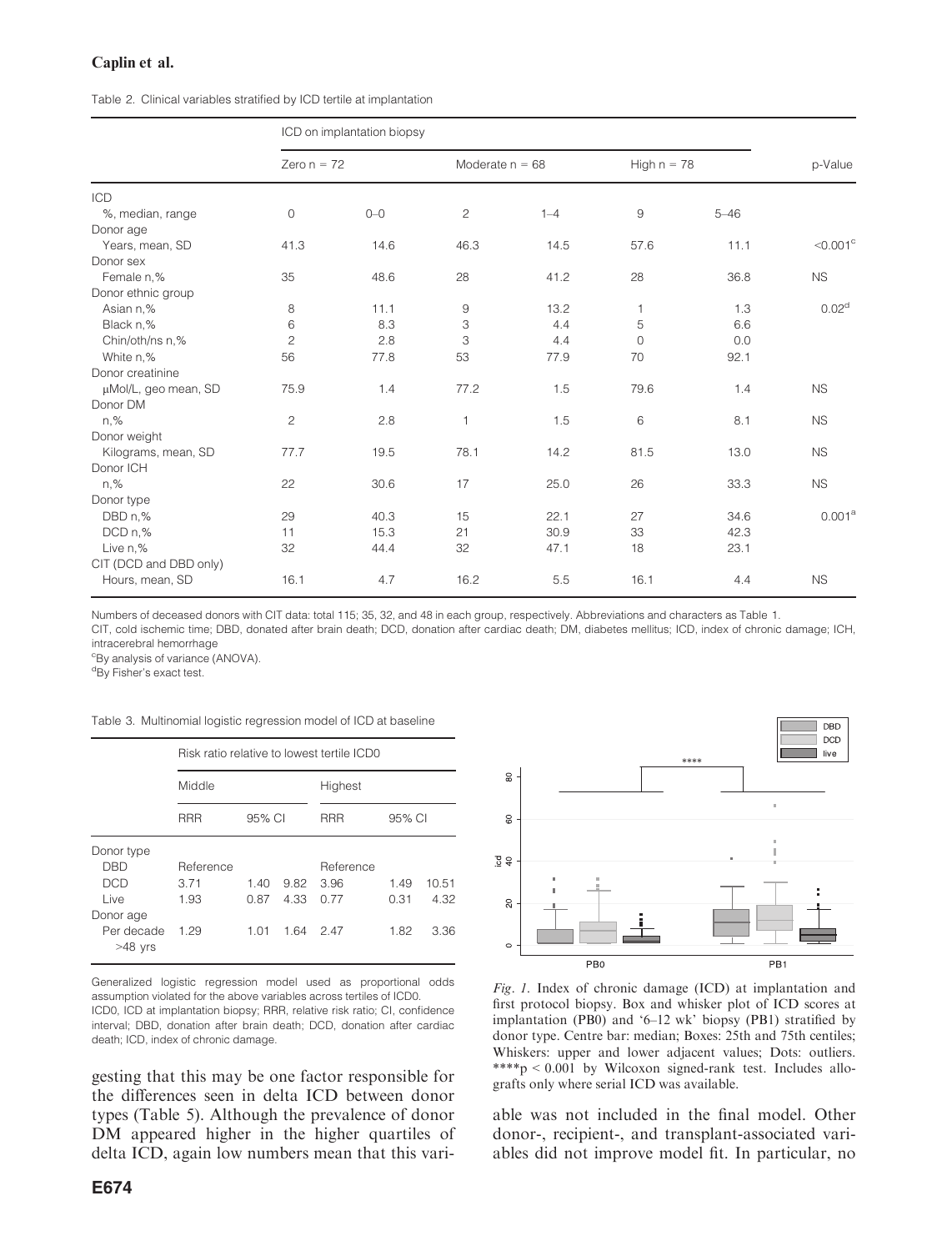Table 2. Clinical variables stratified by ICD tertile at implantation

| | ICD on implantation biopsy | | | | | | |
|---|---|---|---|---|---|---|---|
| | Zero n = 72 | | Moderate n = 68 | | High n = 78 | | p-Value |
| ICD | | | | | | | |
| %, median, range | 0 | 0–0 | 2 | 1–4 | 9 | 5–46 | |
| Donor age | | | | | | | |
| Years, mean, SD | 41.3 | 14.6 | 46.3 | 14.5 | 57.6 | 11.1 | <0.001[c] |
| Donor sex | | | | | | | |
| Female n,% | 35 | 48.6 | 28 | 41.2 | 28 | 36.8 | NS |
| Donor ethnic group | | | | | | | |
| Asian n,% | 8 | 11.1 | 9 | 13.2 | 1 | 1.3 | 0.02[d] |
| Black n,% | 6 | 8.3 | 3 | 4.4 | 5 | 6.6 | |
| Chin/oth/ns n,% | 2 | 2.8 | 3 | 4.4 | 0 | 0.0 | |
| White n,% | 56 | 77.8 | 53 | 77.9 | 70 | 92.1 | |
| Donor creatinine | | | | | | | |
| μMol/L, geo mean, SD | 75.9 | 1.4 | 77.2 | 1.5 | 79.6 | 1.4 | NS |
| Donor DM | | | | | | | |
| n,% | 2 | 2.8 | 1 | 1.5 | 6 | 8.1 | NS |
| Donor weight | | | | | | | |
| Kilograms, mean, SD | 77.7 | 19.5 | 78.1 | 14.2 | 81.5 | 13.0 | NS |
| Donor ICH | | | | | | | |
| n,% | 22 | 30.6 | 17 | 25.0 | 26 | 33.3 | NS |
| Donor type | | | | | | | |
| DBD n,% | 29 | 40.3 | 15 | 22.1 | 27 | 34.6 | 0.001[a] |
| DCD n,% | 11 | 15.3 | 21 | 30.9 | 33 | 42.3 | |
| Live n,% | 32 | 44.4 | 32 | 47.1 | 18 | 23.1 | |
| CIT (DCD and DBD only) | | | | | | | |
| Hours, mean, SD | 16.1 | 4.7 | 16.2 | 5.5 | 16.1 | 4.4 | NS |

Numbers of deceased donors with CIT data: total 115; 35, 32, and 48 in each group, respectively. Abbreviations and characters as Table 1.
CIT, cold ischemic time; DBD, donated after brain death; DCD, donation after cardiac death; DM, diabetes mellitus; ICD, index of chronic damage; ICH, intracerebral hemorrhage
[c]By analysis of variance (ANOVA).
[d]By Fisher's exact test.

Table 3. Multinomial logistic regression model of ICD at baseline

| | Risk ratio relative to lowest tertile ICD0 | | | | | |
|---|---|---|---|---|---|---|
| | Middle | | | Highest | | |
| | RRR | 95% CI | | RRR | 95% CI | |
| Donor type | | | | | | |
| DBD | Reference | | | Reference | | |
| DCD | 3.71 | 1.40 | 9.82 | 3.96 | 1.49 | 10.51 |
| Live | 1.93 | 0.87 | 4.33 | 0.77 | 0.31 | 4.32 |
| Donor age | | | | | | |
| Per decade >48 yrs | 1.29 | 1.01 | 1.64 | 2.47 | 1.82 | 3.36 |

Generalized logistic regression model used as proportional odds assumption violated for the above variables across tertiles of ICD0.
ICD0, ICD at implantation biopsy; RRR, relative risk ratio; CI, confidence interval; DBD, donation after brain death; DCD, donation after cardiac death; ICD, index of chronic damage.

*Fig. 1.* Index of chronic damage (ICD) at implantation and first protocol biopsy. Box and whisker plot of ICD scores at implantation (PB0) and '6–12 wk' biopsy (PB1) stratified by donor type. Centre bar: median; Boxes: 25th and 75th centiles; Whiskers: upper and lower adjacent values; Dots: outliers. ****$p < 0.001$ by Wilcoxon signed-rank test. Includes allografts only where serial ICD was available.

gesting that this may be one factor responsible for the differences seen in delta ICD between donor types (Table 5). Although the prevalence of donor DM appeared higher in the higher quartiles of delta ICD, again low numbers mean that this variable was not included in the final model. Other donor-, recipient-, and transplant-associated variables did not improve model fit. In particular, no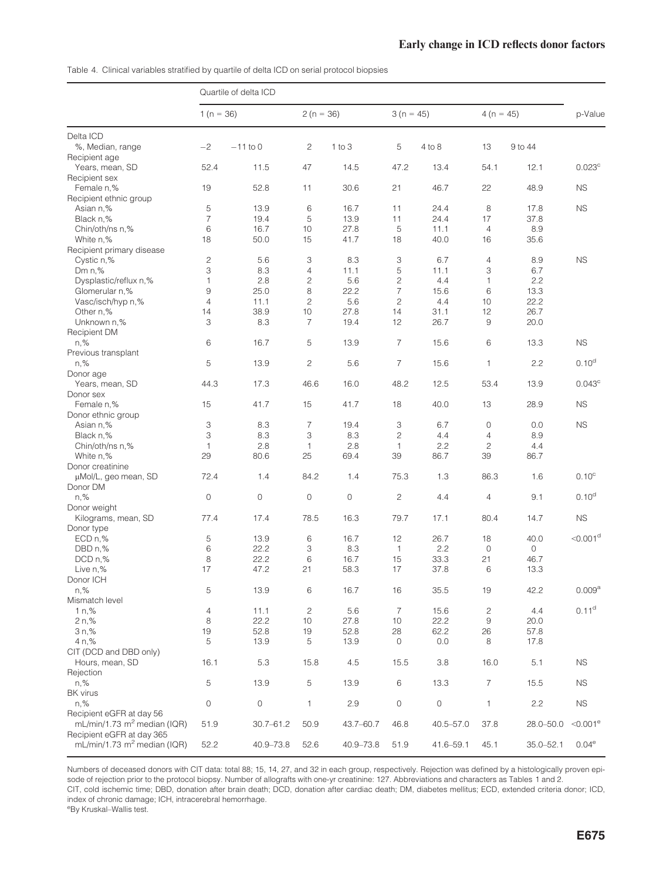Table 4. Clinical variables stratified by quartile of delta ICD on serial protocol biopsies

| | Quartile of delta ICD | | | | | | | | |
|---|---|---|---|---|---|---|---|---|---|
| | 1 (n = 36) | | 2 (n = 36) | | 3 (n = 45) | | 4 (n = 45) | | p-Value |
| Delta ICD | | | | | | | | | |
| %, Median, range | −2 | −11 to 0 | 2 | 1 to 3 | 5 | 4 to 8 | 13 | 9 to 44 | |
| Recipient age | | | | | | | | | |
| Years, mean, SD | 52.4 | 11.5 | 47 | 14.5 | 47.2 | 13.4 | 54.1 | 12.1 | 0.023[c] |
| Recipient sex | | | | | | | | | |
| Female n,% | 19 | 52.8 | 11 | 30.6 | 21 | 46.7 | 22 | 48.9 | NS |
| Recipient ethnic group | | | | | | | | | |
| Asian n,% | 5 | 13.9 | 6 | 16.7 | 11 | 24.4 | 8 | 17.8 | NS |
| Black n,% | 7 | 19.4 | 5 | 13.9 | 11 | 24.4 | 17 | 37.8 | |
| Chin/oth/ns n,% | 6 | 16.7 | 10 | 27.8 | 5 | 11.1 | 4 | 8.9 | |
| White n,% | 18 | 50.0 | 15 | 41.7 | 18 | 40.0 | 16 | 35.6 | |
| Recipient primary disease | | | | | | | | | |
| Cystic n,% | 2 | 5.6 | 3 | 8.3 | 3 | 6.7 | 4 | 8.9 | NS |
| Dm n,% | 3 | 8.3 | 4 | 11.1 | 5 | 11.1 | 3 | 6.7 | |
| Dysplastic/reflux n,% | 1 | 2.8 | 2 | 5.6 | 2 | 4.4 | 1 | 2.2 | |
| Glomerular n,% | 9 | 25.0 | 8 | 22.2 | 7 | 15.6 | 6 | 13.3 | |
| Vasc/isch/hyp n,% | 4 | 11.1 | 2 | 5.6 | 2 | 4.4 | 10 | 22.2 | |
| Other n,% | 14 | 38.9 | 10 | 27.8 | 14 | 31.1 | 12 | 26.7 | |
| Unknown n,% | 3 | 8.3 | 7 | 19.4 | 12 | 26.7 | 9 | 20.0 | |
| Recipient DM | | | | | | | | | |
| n,% | 6 | 16.7 | 5 | 13.9 | 7 | 15.6 | 6 | 13.3 | NS |
| Previous transplant | | | | | | | | | |
| n,% | 5 | 13.9 | 2 | 5.6 | 7 | 15.6 | 1 | 2.2 | 0.10[d] |
| Donor age | | | | | | | | | |
| Years, mean, SD | 44.3 | 17.3 | 46.6 | 16.0 | 48.2 | 12.5 | 53.4 | 13.9 | 0.043[c] |
| Donor sex | | | | | | | | | |
| Female n,% | 15 | 41.7 | 15 | 41.7 | 18 | 40.0 | 13 | 28.9 | NS |
| Donor ethnic group | | | | | | | | | |
| Asian n,% | 3 | 8.3 | 7 | 19.4 | 3 | 6.7 | 0 | 0.0 | NS |
| Black n,% | 3 | 8.3 | 3 | 8.3 | 2 | 4.4 | 4 | 8.9 | |
| Chin/oth/ns n,% | 1 | 2.8 | 1 | 2.8 | 1 | 2.2 | 2 | 4.4 | |
| White n,% | 29 | 80.6 | 25 | 69.4 | 39 | 86.7 | 39 | 86.7 | |
| Donor creatinine | | | | | | | | | |
| μMol/L, geo mean, SD | 72.4 | 1.4 | 84.2 | 1.4 | 75.3 | 1.3 | 86.3 | 1.6 | 0.10[c] |
| Donor DM | | | | | | | | | |
| n,% | 0 | 0 | 0 | 0 | 2 | 4.4 | 4 | 9.1 | 0.10[d] |
| Donor weight | | | | | | | | | |
| Kilograms, mean, SD | 77.4 | 17.4 | 78.5 | 16.3 | 79.7 | 17.1 | 80.4 | 14.7 | NS |
| Donor type | | | | | | | | | |
| ECD n,% | 5 | 13.9 | 6 | 16.7 | 12 | 26.7 | 18 | 40.0 | <0.001[d] |
| DBD n,% | 6 | 22.2 | 3 | 8.3 | 1 | 2.2 | 0 | 0 | |
| DCD n,% | 8 | 22.2 | 6 | 16.7 | 15 | 33.3 | 21 | 46.7 | |
| Live n,% | 17 | 47.2 | 21 | 58.3 | 17 | 37.8 | 6 | 13.3 | |
| Donor ICH | | | | | | | | | |
| n,% | 5 | 13.9 | 6 | 16.7 | 16 | 35.5 | 19 | 42.2 | 0.009[a] |
| Mismatch level | | | | | | | | | |
| 1 n,% | 4 | 11.1 | 2 | 5.6 | 7 | 15.6 | 2 | 4.4 | 0.11[d] |
| 2 n,% | 8 | 22.2 | 10 | 27.8 | 10 | 22.2 | 9 | 20.0 | |
| 3 n,% | 19 | 52.8 | 19 | 52.8 | 28 | 62.2 | 26 | 57.8 | |
| 4 n,% | 5 | 13.9 | 5 | 13.9 | 0 | 0.0 | 8 | 17.8 | |
| CIT (DCD and DBD only) | | | | | | | | | |
| Hours, mean, SD | 16.1 | 5.3 | 15.8 | 4.5 | 15.5 | 3.8 | 16.0 | 5.1 | NS |
| Rejection | | | | | | | | | |
| n,% | 5 | 13.9 | 5 | 13.9 | 6 | 13.3 | 7 | 15.5 | NS |
| BK virus | | | | | | | | | |
| n,% | 0 | 0 | 1 | 2.9 | 0 | 0 | 1 | 2.2 | NS |
| Recipient eGFR at day 56 | | | | | | | | | |
| mL/min/1.73 $m^2$ median (IQR) | 51.9 | 30.7–61.2 | 50.9 | 43.7–60.7 | 46.8 | 40.5–57.0 | 37.8 | 28.0–50.0 | <0.001[e] |
| Recipient eGFR at day 365 | | | | | | | | | |
| mL/min/1.73 $m^2$ median (IQR) | 52.2 | 40.9–73.8 | 52.6 | 40.9–73.8 | 51.9 | 41.6–59.1 | 45.1 | 35.0–52.1 | 0.04[e] |

Numbers of deceased donors with CIT data: total 88; 15, 14, 27, and 32 in each group, respectively. Rejection was defined by a histologically proven episode of rejection prior to the protocol biopsy. Number of allografts with one-yr creatinine: 127. Abbreviations and characters as Tables 1 and 2.

CIT, cold ischemic time; DBD, donation after brain death; DCD, donation after cardiac death; DM, diabetes mellitus; ECD, extended criteria donor; ICD, index of chronic damage; ICH, intracerebral hemorrhage.

[e]By Kruskal–Wallis test.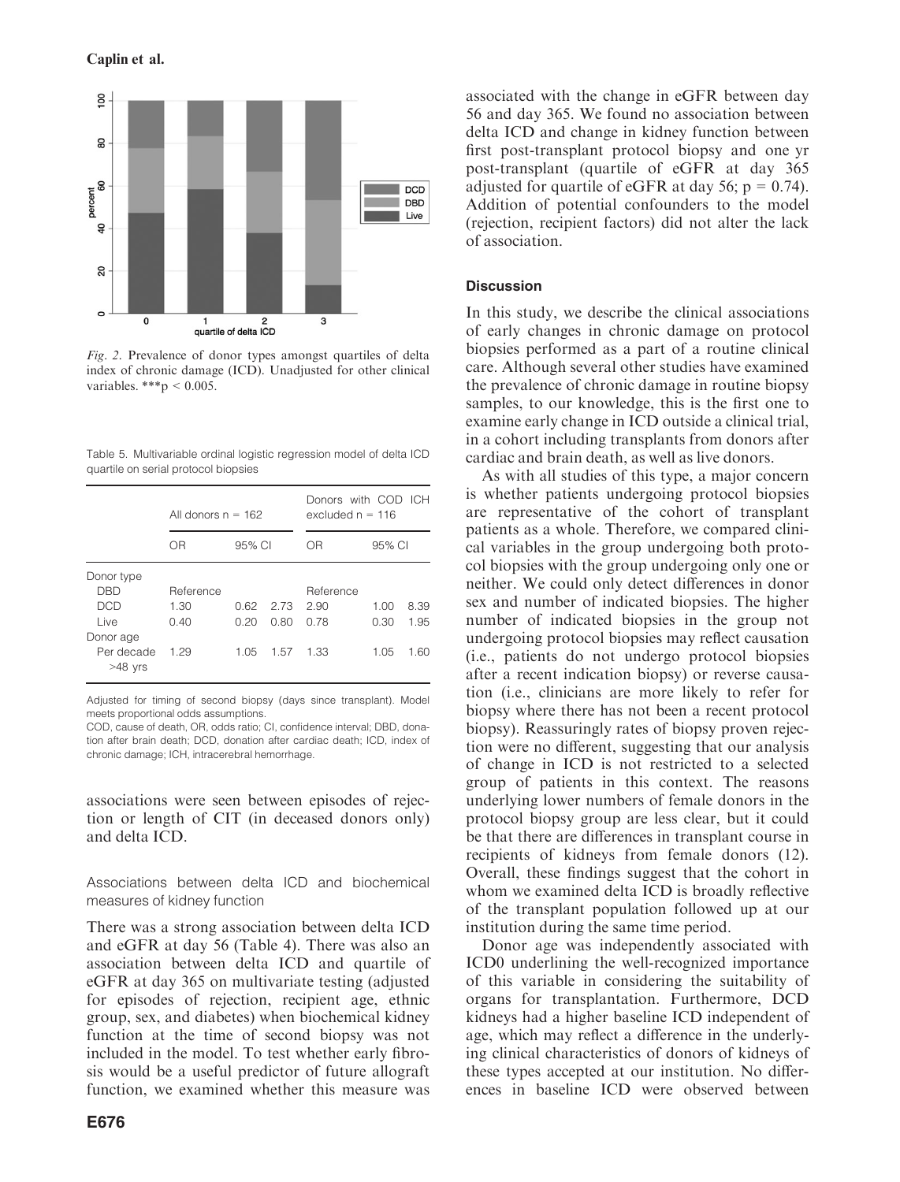100
80
60
percent
40
20
0
0 1 2 3
quartile of delta ICD
DCD
DBD
Live

*Fig. 2.* Prevalence of donor types amongst quartiles of delta index of chronic damage (ICD). Unadjusted for other clinical variables. ***p < 0.005.

Table 5. Multivariable ordinal logistic regression model of delta ICD quartile on serial protocol biopsies

| | All donors n = 162 | | | Donors with COD ICH excluded n = 116 | | |
|---|---|---|---|---|---|---|
| | OR | 95% CI | | OR | 95% CI | |
| Donor type | | | | | | |
| DBD | Reference | | | Reference | | |
| DCD | 1.30 | 0.62 | 2.73 | 2.90 | 1.00 | 8.39 |
| Live | 0.40 | 0.20 | 0.80 | 0.78 | 0.30 | 1.95 |
| Donor age | | | | | | |
| Per decade >48 yrs | 1.29 | 1.05 | 1.57 | 1.33 | 1.05 | 1.60 |

Adjusted for timing of second biopsy (days since transplant). Model meets proportional odds assumptions.

COD, cause of death, OR, odds ratio; CI, confidence interval; DBD, donation after brain death; DCD, donation after cardiac death; ICD, index of chronic damage; ICH, intracerebral hemorrhage.

associations were seen between episodes of rejection or length of CIT (in deceased donors only) and delta ICD.

### Associations between delta ICD and biochemical measures of kidney function

There was a strong association between delta ICD and eGFR at day 56 (Table 4). There was also an association between delta ICD and quartile of eGFR at day 365 on multivariate testing (adjusted for episodes of rejection, recipient age, ethnic group, sex, and diabetes) when biochemical kidney function at the time of second biopsy was not included in the model. To test whether early fibrosis would be a useful predictor of future allograft function, we examined whether this measure was associated with the change in eGFR between day 56 and day 365. We found no association between delta ICD and change in kidney function between first post-transplant protocol biopsy and one yr post-transplant (quartile of eGFR at day 365 adjusted for quartile of eGFR at day 56; $p = 0.74$). Addition of potential confounders to the model (rejection, recipient factors) did not alter the lack of association.

## Discussion

In this study, we describe the clinical associations of early changes in chronic damage on protocol biopsies performed as a part of a routine clinical care. Although several other studies have examined the prevalence of chronic damage in routine biopsy samples, to our knowledge, this is the first one to examine early change in ICD outside a clinical trial, in a cohort including transplants from donors after cardiac and brain death, as well as live donors.

As with all studies of this type, a major concern is whether patients undergoing protocol biopsies are representative of the cohort of transplant patients as a whole. Therefore, we compared clinical variables in the group undergoing both protocol biopsies with the group undergoing only one or neither. We could only detect differences in donor sex and number of indicated biopsies. The higher number of indicated biopsies in the group not undergoing protocol biopsies may reflect causation (i.e., patients do not undergo protocol biopsies after a recent indication biopsy) or reverse causation (i.e., clinicians are more likely to refer for biopsy where there has not been a recent protocol biopsy). Reassuringly rates of biopsy proven rejection were no different, suggesting that our analysis of change in ICD is not restricted to a selected group of patients in this context. The reasons underlying lower numbers of female donors in the protocol biopsy group are less clear, but it could be that there are differences in transplant course in recipients of kidneys from female donors (12). Overall, these findings suggest that the cohort in whom we examined delta ICD is broadly reflective of the transplant population followed up at our institution during the same time period.

Donor age was independently associated with ICD0 underlining the well-recognized importance of this variable in considering the suitability of organs for transplantation. Furthermore, DCD kidneys had a higher baseline ICD independent of age, which may reflect a difference in the underlying clinical characteristics of donors of kidneys of these types accepted at our institution. No differences in baseline ICD were observed between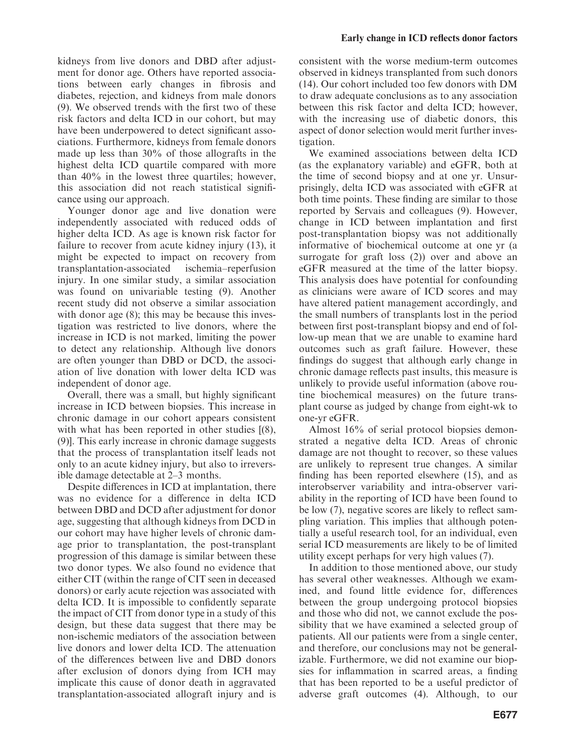kidneys from live donors and DBD after adjustment for donor age. Others have reported associations between early changes in fibrosis and diabetes, rejection, and kidneys from male donors (9). We observed trends with the first two of these risk factors and delta ICD in our cohort, but may have been underpowered to detect significant associations. Furthermore, kidneys from female donors made up less than 30% of those allografts in the highest delta ICD quartile compared with more than 40% in the lowest three quartiles; however, this association did not reach statistical significance using our approach.

Younger donor age and live donation were independently associated with reduced odds of higher delta ICD. As age is known risk factor for failure to recover from acute kidney injury (13), it might be expected to impact on recovery from transplantation-associated ischemia–reperfusion injury. In one similar study, a similar association was found on univariable testing (9). Another recent study did not observe a similar association with donor age (8); this may be because this investigation was restricted to live donors, where the increase in ICD is not marked, limiting the power to detect any relationship. Although live donors are often younger than DBD or DCD, the association of live donation with lower delta ICD was independent of donor age.

Overall, there was a small, but highly significant increase in ICD between biopsies. This increase in chronic damage in our cohort appears consistent with what has been reported in other studies [(8), (9)]. This early increase in chronic damage suggests that the process of transplantation itself leads not only to an acute kidney injury, but also to irreversible damage detectable at 2–3 months.

Despite differences in ICD at implantation, there was no evidence for a difference in delta ICD between DBD and DCD after adjustment for donor age, suggesting that although kidneys from DCD in our cohort may have higher levels of chronic damage prior to transplantation, the post-transplant progression of this damage is similar between these two donor types. We also found no evidence that either CIT (within the range of CIT seen in deceased donors) or early acute rejection was associated with delta ICD. It is impossible to confidently separate the impact of CIT from donor type in a study of this design, but these data suggest that there may be non-ischemic mediators of the association between live donors and lower delta ICD. The attenuation of the differences between live and DBD donors after exclusion of donors dying from ICH may implicate this cause of donor death in aggravated transplantation-associated allograft injury and is consistent with the worse medium-term outcomes observed in kidneys transplanted from such donors (14). Our cohort included too few donors with DM to draw adequate conclusions as to any association between this risk factor and delta ICD; however, with the increasing use of diabetic donors, this aspect of donor selection would merit further investigation.

We examined associations between delta ICD (as the explanatory variable) and eGFR, both at the time of second biopsy and at one yr. Unsurprisingly, delta ICD was associated with eGFR at both time points. These finding are similar to those reported by Servais and colleagues (9). However, change in ICD between implantation and first post-transplantation biopsy was not additionally informative of biochemical outcome at one yr (a surrogate for graft loss (2)) over and above an eGFR measured at the time of the latter biopsy. This analysis does have potential for confounding as clinicians were aware of ICD scores and may have altered patient management accordingly, and the small numbers of transplants lost in the period between first post-transplant biopsy and end of follow-up mean that we are unable to examine hard outcomes such as graft failure. However, these findings do suggest that although early change in chronic damage reflects past insults, this measure is unlikely to provide useful information (above routine biochemical measures) on the future transplant course as judged by change from eight-wk to one-yr eGFR.

Almost 16% of serial protocol biopsies demonstrated a negative delta ICD. Areas of chronic damage are not thought to recover, so these values are unlikely to represent true changes. A similar finding has been reported elsewhere (15), and as interobserver variability and intra-observer variability in the reporting of ICD have been found to be low (7), negative scores are likely to reflect sampling variation. This implies that although potentially a useful research tool, for an individual, even serial ICD measurements are likely to be of limited utility except perhaps for very high values (7).

In addition to those mentioned above, our study has several other weaknesses. Although we examined, and found little evidence for, differences between the group undergoing protocol biopsies and those who did not, we cannot exclude the possibility that we have examined a selected group of patients. All our patients were from a single center, and therefore, our conclusions may not be generalizable. Furthermore, we did not examine our biopsies for inflammation in scarred areas, a finding that has been reported to be a useful predictor of adverse graft outcomes (4). Although, to our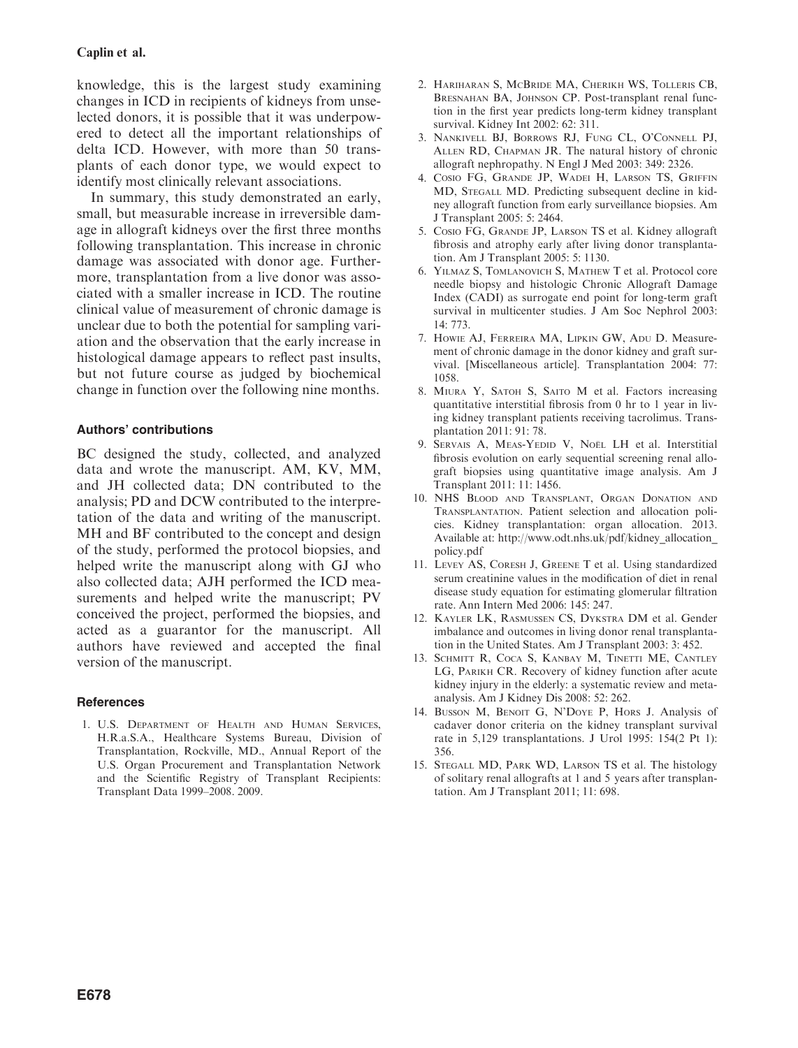knowledge, this is the largest study examining changes in ICD in recipients of kidneys from unselected donors, it is possible that it was underpowered to detect all the important relationships of delta ICD. However, with more than 50 transplants of each donor type, we would expect to identify most clinically relevant associations.

In summary, this study demonstrated an early, small, but measurable increase in irreversible damage in allograft kidneys over the first three months following transplantation. This increase in chronic damage was associated with donor age. Furthermore, transplantation from a live donor was associated with a smaller increase in ICD. The routine clinical value of measurement of chronic damage is unclear due to both the potential for sampling variation and the observation that the early increase in histological damage appears to reflect past insults, but not future course as judged by biochemical change in function over the following nine months.

### Authors' contributions

BC designed the study, collected, and analyzed data and wrote the manuscript. AM, KV, MM, and JH collected data; DN contributed to the analysis; PD and DCW contributed to the interpretation of the data and writing of the manuscript. MH and BF contributed to the concept and design of the study, performed the protocol biopsies, and helped write the manuscript along with GJ who also collected data; AJH performed the ICD measurements and helped write the manuscript; PV conceived the project, performed the biopsies, and acted as a guarantor for the manuscript. All authors have reviewed and accepted the final version of the manuscript.

### References

1. U.S. Department of Health and Human Services, H.R.a.S.A., Healthcare Systems Bureau, Division of Transplantation, Rockville, MD., Annual Report of the U.S. Organ Procurement and Transplantation Network and the Scientific Registry of Transplant Recipients: Transplant Data 1999–2008. 2009.
2. Hariharan S, McBride MA, Cherikh WS, Tolleris CB, Bresnahan BA, Johnson CP. Post-transplant renal function in the first year predicts long-term kidney transplant survival. Kidney Int 2002: 62: 311.
3. Nankivell BJ, Borrows RJ, Fung CL, O'Connell PJ, Allen RD, Chapman JR. The natural history of chronic allograft nephropathy. N Engl J Med 2003: 349: 2326.
4. Cosio FG, Grande JP, Wadei H, Larson TS, Griffin MD, Stegall MD. Predicting subsequent decline in kidney allograft function from early surveillance biopsies. Am J Transplant 2005: 5: 2464.
5. Cosio FG, Grande JP, Larson TS et al. Kidney allograft fibrosis and atrophy early after living donor transplantation. Am J Transplant 2005: 5: 1130.
6. Yilmaz S, Tomlanovich S, Mathew T et al. Protocol core needle biopsy and histologic Chronic Allograft Damage Index (CADI) as surrogate end point for long-term graft survival in multicenter studies. J Am Soc Nephrol 2003: 14: 773.
7. Howie AJ, Ferreira MA, Lipkin GW, Adu D. Measurement of chronic damage in the donor kidney and graft survival. [Miscellaneous article]. Transplantation 2004: 77: 1058.
8. Miura Y, Satoh S, Saito M et al. Factors increasing quantitative interstitial fibrosis from 0 hr to 1 year in living kidney transplant patients receiving tacrolimus. Transplantation 2011: 91: 78.
9. Servais A, Meas-Yedid V, Noël LH et al. Interstitial fibrosis evolution on early sequential screening renal allograft biopsies using quantitative image analysis. Am J Transplant 2011: 11: 1456.
10. NHS Blood and Transplant, Organ Donation and Transplantation. Patient selection and allocation policies. Kidney transplantation: organ allocation. 2013. Available at: http://www.odt.nhs.uk/pdf/kidney_allocation_policy.pdf
11. Levey AS, Coresh J, Greene T et al. Using standardized serum creatinine values in the modification of diet in renal disease study equation for estimating glomerular filtration rate. Ann Intern Med 2006: 145: 247.
12. Kayler LK, Rasmussen CS, Dykstra DM et al. Gender imbalance and outcomes in living donor renal transplantation in the United States. Am J Transplant 2003: 3: 452.
13. Schmitt R, Coca S, Kanbay M, Tinetti ME, Cantley LG, Parikh CR. Recovery of kidney function after acute kidney injury in the elderly: a systematic review and meta-analysis. Am J Kidney Dis 2008: 52: 262.
14. Busson M, Benoit G, N'Doye P, Hors J. Analysis of cadaver donor criteria on the kidney transplant survival rate in 5,129 transplantations. J Urol 1995: 154(2 Pt 1): 356.
15. Stegall MD, Park WD, Larson TS et al. The histology of solitary renal allografts at 1 and 5 years after transplantation. Am J Transplant 2011; 11: 698.